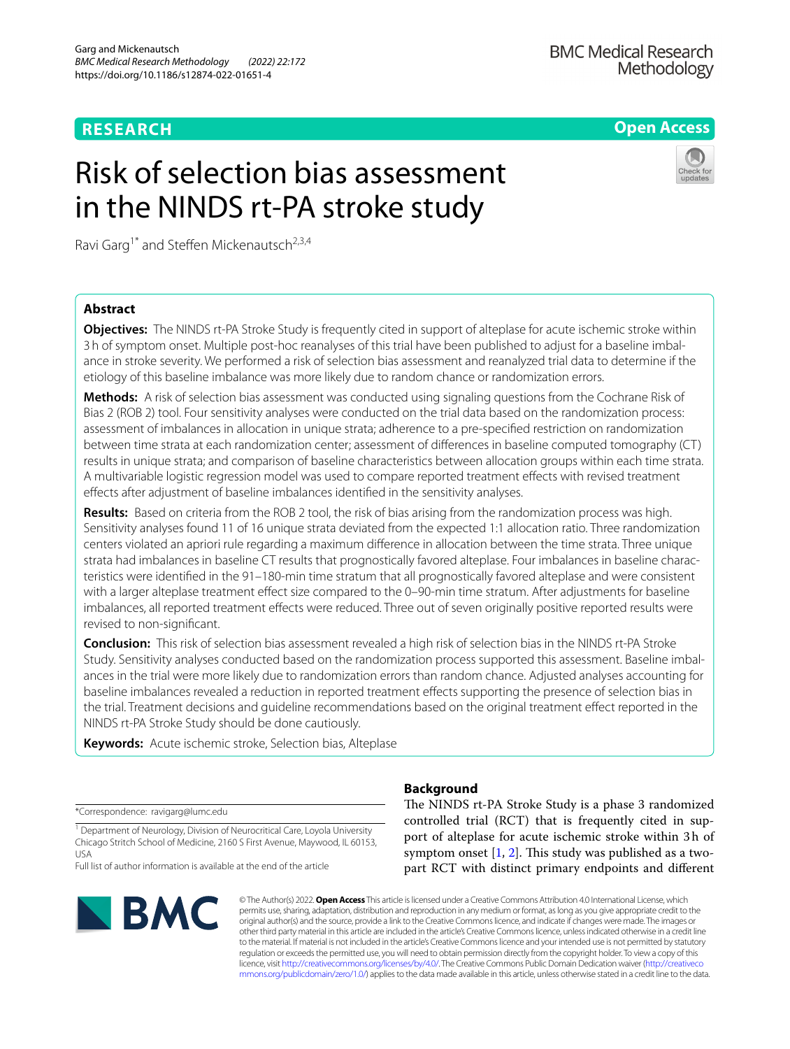# Risk of selection bias assessment in the NINDS rt-PA stroke study

Ravi Garg[1*] and Steffen Mickenautsch[2,3,4]

## Abstract

**Objectives:** The NINDS rt-PA Stroke Study is frequently cited in support of alteplase for acute ischemic stroke within 3 h of symptom onset. Multiple post-hoc reanalyses of this trial have been published to adjust for a baseline imbalance in stroke severity. We performed a risk of selection bias assessment and reanalyzed trial data to determine if the etiology of this baseline imbalance was more likely due to random chance or randomization errors.

**Methods:** A risk of selection bias assessment was conducted using signaling questions from the Cochrane Risk of Bias 2 (ROB 2) tool. Four sensitivity analyses were conducted on the trial data based on the randomization process: assessment of imbalances in allocation in unique strata; adherence to a pre-specified restriction on randomization between time strata at each randomization center; assessment of differences in baseline computed tomography (CT) results in unique strata; and comparison of baseline characteristics between allocation groups within each time strata. A multivariable logistic regression model was used to compare reported treatment effects with revised treatment effects after adjustment of baseline imbalances identified in the sensitivity analyses.

**Results:** Based on criteria from the ROB 2 tool, the risk of bias arising from the randomization process was high. Sensitivity analyses found 11 of 16 unique strata deviated from the expected 1:1 allocation ratio. Three randomization centers violated an apriori rule regarding a maximum difference in allocation between the time strata. Three unique strata had imbalances in baseline CT results that prognostically favored alteplase. Four imbalances in baseline characteristics were identified in the 91–180-min time stratum that all prognostically favored alteplase and were consistent with a larger alteplase treatment effect size compared to the 0–90-min time stratum. After adjustments for baseline imbalances, all reported treatment effects were reduced. Three out of seven originally positive reported results were revised to non-significant.

**Conclusion:** This risk of selection bias assessment revealed a high risk of selection bias in the NINDS rt-PA Stroke Study. Sensitivity analyses conducted based on the randomization process supported this assessment. Baseline imbalances in the trial were more likely due to randomization errors than random chance. Adjusted analyses accounting for baseline imbalances revealed a reduction in reported treatment effects supporting the presence of selection bias in the trial. Treatment decisions and guideline recommendations based on the original treatment effect reported in the NINDS rt-PA Stroke Study should be done cautiously.

**Keywords:** Acute ischemic stroke, Selection bias, Alteplase

## Background

The NINDS rt-PA Stroke Study is a phase 3 randomized controlled trial (RCT) that is frequently cited in support of alteplase for acute ischemic stroke within 3 h of symptom onset [1, 2]. This study was published as a two-part RCT with distinct primary endpoints and different

*Correspondence: ravigarg@lumc.edu

[1] Department of Neurology, Division of Neurocritical Care, Loyola University Chicago Stritch School of Medicine, 2160 S First Avenue, Maywood, IL 60153, USA

Full list of author information is available at the end of the article

© The Author(s) 2022. **Open Access** This article is licensed under a Creative Commons Attribution 4.0 International License, which permits use, sharing, adaptation, distribution and reproduction in any medium or format, as long as you give appropriate credit to the original author(s) and the source, provide a link to the Creative Commons licence, and indicate if changes were made. The images or other third party material in this article are included in the article's Creative Commons licence, unless indicated otherwise in a credit line to the material. If material is not included in the article's Creative Commons licence and your intended use is not permitted by statutory regulation or exceeds the permitted use, you will need to obtain permission directly from the copyright holder. To view a copy of this licence, visit http://creativecommons.org/licenses/by/4.0/. The Creative Commons Public Domain Dedication waiver (http://creativecommons.org/publicdomain/zero/1.0/) applies to the data made available in this article, unless otherwise stated in a credit line to the data.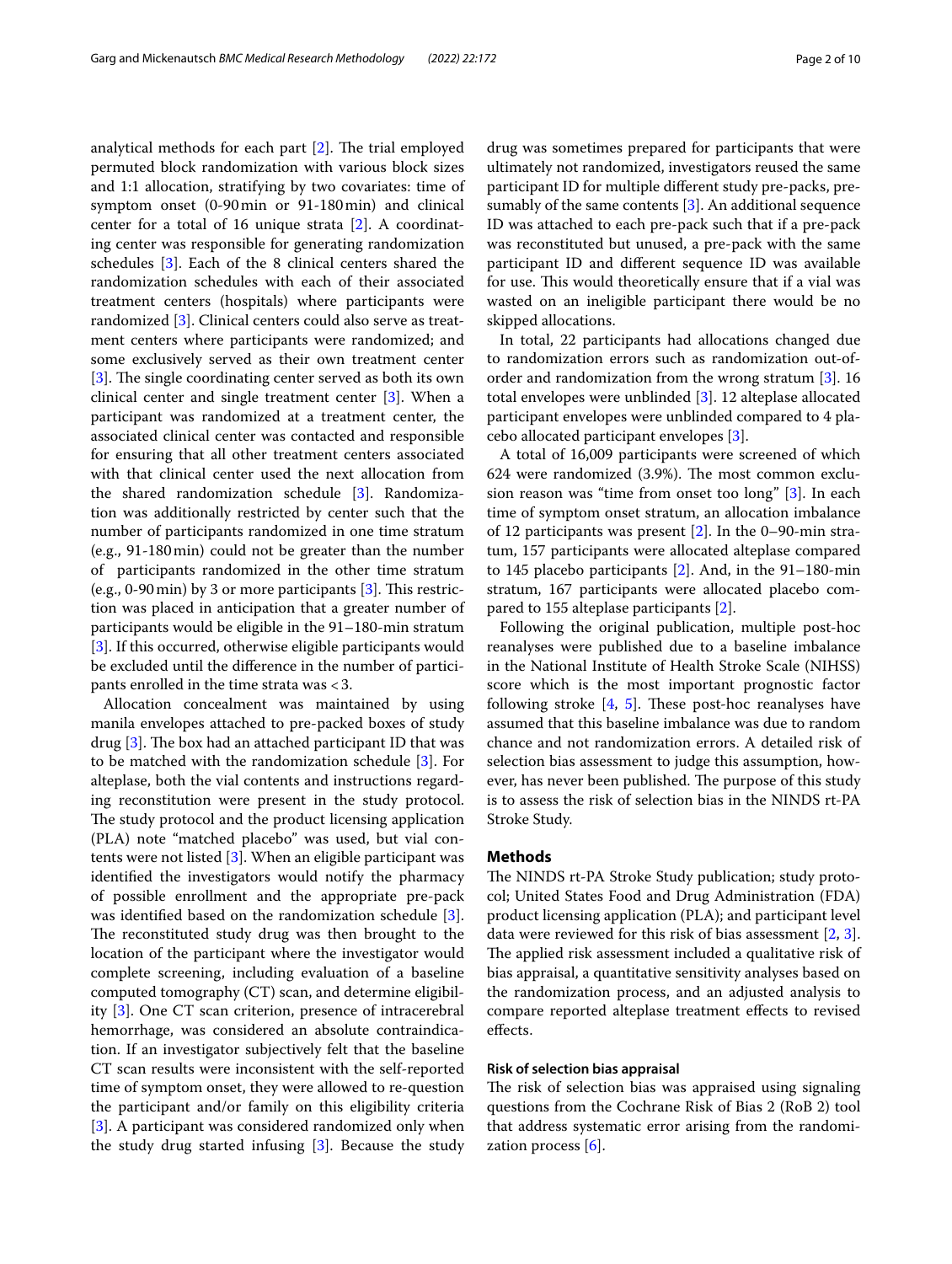analytical methods for each part [2]. The trial employed permuted block randomization with various block sizes and 1:1 allocation, stratifying by two covariates: time of symptom onset (0-90 min or 91-180 min) and clinical center for a total of 16 unique strata [2]. A coordinating center was responsible for generating randomization schedules [3]. Each of the 8 clinical centers shared the randomization schedules with each of their associated treatment centers (hospitals) where participants were randomized [3]. Clinical centers could also serve as treatment centers where participants were randomized; and some exclusively served as their own treatment center [3]. The single coordinating center served as both its own clinical center and single treatment center [3]. When a participant was randomized at a treatment center, the associated clinical center was contacted and responsible for ensuring that all other treatment centers associated with that clinical center used the next allocation from the shared randomization schedule [3]. Randomization was additionally restricted by center such that the number of participants randomized in one time stratum (e.g., 91-180 min) could not be greater than the number of participants randomized in the other time stratum (e.g., 0-90 min) by 3 or more participants [3]. This restriction was placed in anticipation that a greater number of participants would be eligible in the 91–180-min stratum [3]. If this occurred, otherwise eligible participants would be excluded until the difference in the number of participants enrolled in the time strata was <3.

Allocation concealment was maintained by using manila envelopes attached to pre-packed boxes of study drug [3]. The box had an attached participant ID that was to be matched with the randomization schedule [3]. For alteplase, both the vial contents and instructions regarding reconstitution were present in the study protocol. The study protocol and the product licensing application (PLA) note "matched placebo" was used, but vial contents were not listed [3]. When an eligible participant was identified the investigators would notify the pharmacy of possible enrollment and the appropriate pre-pack was identified based on the randomization schedule [3]. The reconstituted study drug was then brought to the location of the participant where the investigator would complete screening, including evaluation of a baseline computed tomography (CT) scan, and determine eligibility [3]. One CT scan criterion, presence of intracerebral hemorrhage, was considered an absolute contraindication. If an investigator subjectively felt that the baseline CT scan results were inconsistent with the self-reported time of symptom onset, they were allowed to re-question the participant and/or family on this eligibility criteria [3]. A participant was considered randomized only when the study drug started infusing [3]. Because the study drug was sometimes prepared for participants that were ultimately not randomized, investigators reused the same participant ID for multiple different study pre-packs, presumably of the same contents [3]. An additional sequence ID was attached to each pre-pack such that if a pre-pack was reconstituted but unused, a pre-pack with the same participant ID and different sequence ID was available for use. This would theoretically ensure that if a vial was wasted on an ineligible participant there would be no skipped allocations.

In total, 22 participants had allocations changed due to randomization errors such as randomization out-of-order and randomization from the wrong stratum [3]. 16 total envelopes were unblinded [3]. 12 alteplase allocated participant envelopes were unblinded compared to 4 placebo allocated participant envelopes [3].

A total of 16,009 participants were screened of which 624 were randomized (3.9%). The most common exclusion reason was "time from onset too long" [3]. In each time of symptom onset stratum, an allocation imbalance of 12 participants was present [2]. In the 0–90-min stratum, 157 participants were allocated alteplase compared to 145 placebo participants [2]. And, in the 91–180-min stratum, 167 participants were allocated placebo compared to 155 alteplase participants [2].

Following the original publication, multiple post-hoc reanalyses were published due to a baseline imbalance in the National Institute of Health Stroke Scale (NIHSS) score which is the most important prognostic factor following stroke [4, 5]. These post-hoc reanalyses have assumed that this baseline imbalance was due to random chance and not randomization errors. A detailed risk of selection bias assessment to judge this assumption, however, has never been published. The purpose of this study is to assess the risk of selection bias in the NINDS rt-PA Stroke Study.

## Methods

The NINDS rt-PA Stroke Study publication; study protocol; United States Food and Drug Administration (FDA) product licensing application (PLA); and participant level data were reviewed for this risk of bias assessment [2, 3]. The applied risk assessment included a qualitative risk of bias appraisal, a quantitative sensitivity analyses based on the randomization process, and an adjusted analysis to compare reported alteplase treatment effects to revised effects.

### Risk of selection bias appraisal

The risk of selection bias was appraised using signaling questions from the Cochrane Risk of Bias 2 (RoB 2) tool that address systematic error arising from the randomization process [6].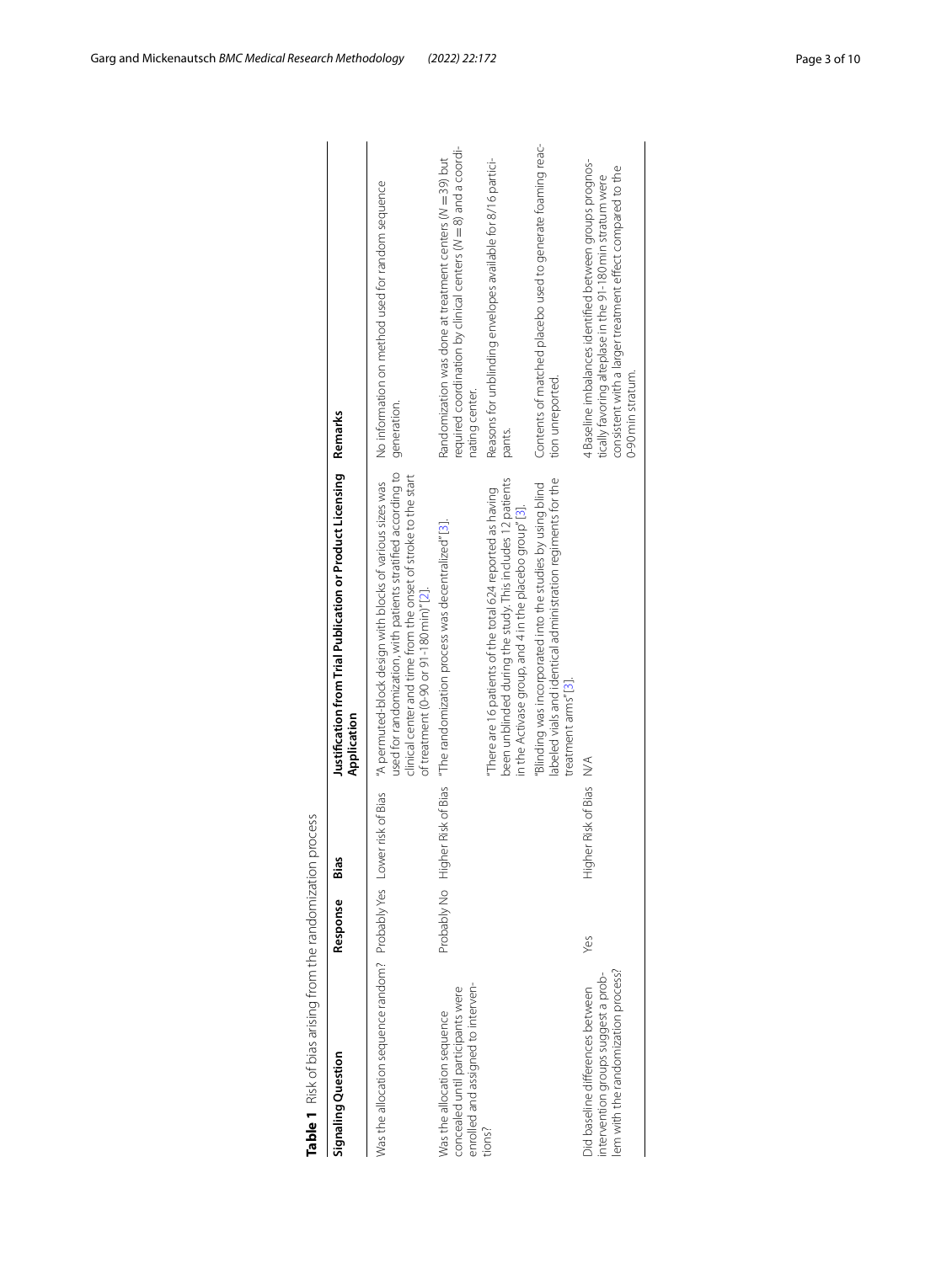**Table 1** Risk of bias arising from the randomization process

| Signaling Question | Response | Bias | Justification from Trial Publication or Product Licensing Application | Remarks |
|---|---|---|---|---|
| Was the allocation sequence random? | Probably Yes | Lower risk of Bias | "A permuted-block design with blocks of various sizes was used for randomization, with patients stratified according to clinical center and time from the onset of stroke to the start of treatment (0-90 or 91-180 min)" [2]. | No information on method used for random sequence generation. |
| Was the allocation sequence concealed until participants were enrolled and assigned to interventions? | Probably No | Higher Risk of Bias | "The randomization process was decentralized" [3]. | Randomization was done at treatment centers (N = 39) but required coordination by clinical centers (N = 8) and a coordinating center. |
| | | | "There are 16 patients of the total 624 reported as having been unblinded during the study. This includes 12 patients in the Activase group, and 4 in the placebo group" [3]. | Reasons for unblinding envelopes available for 8/16 participants. |
| | | | "Blinding was incorporated into the studies by using blind labeled vials and identical administration regiments for the treatment arms" [3]. | Contents of matched placebo used to generate foaming reaction unreported. |
| Did baseline differences between intervention groups suggest a problem with the randomization process? | Yes | Higher Risk of Bias | N/A | 4 Baseline imbalances identified between groups prognostically favoring alteplase in the 91-180 min stratum were consistent with a larger treatment effect compared to the 0-90 min stratum. |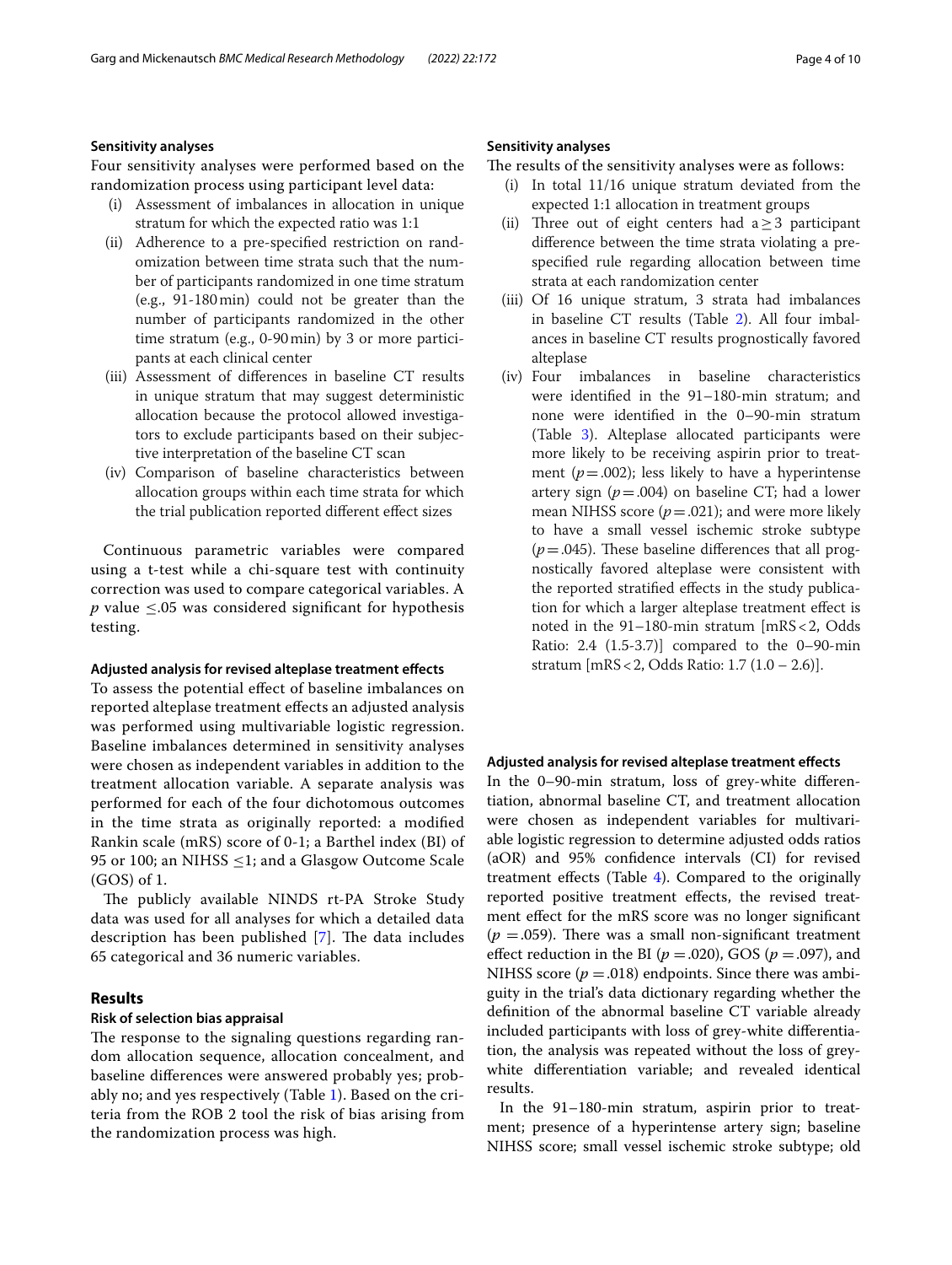### Sensitivity analyses

Four sensitivity analyses were performed based on the randomization process using participant level data:

(i) Assessment of imbalances in allocation in unique stratum for which the expected ratio was 1:1
(ii) Adherence to a pre-specified restriction on randomization between time strata such that the number of participants randomized in one time stratum (e.g., 91-180 min) could not be greater than the number of participants randomized in the other time stratum (e.g., 0-90 min) by 3 or more participants at each clinical center
(iii) Assessment of differences in baseline CT results in unique stratum that may suggest deterministic allocation because the protocol allowed investigators to exclude participants based on their subjective interpretation of the baseline CT scan
(iv) Comparison of baseline characteristics between allocation groups within each time strata for which the trial publication reported different effect sizes

Continuous parametric variables were compared using a t-test while a chi-square test with continuity correction was used to compare categorical variables. A $p$ value $\leq .05$ was considered significant for hypothesis testing.

### Adjusted analysis for revised alteplase treatment effects

To assess the potential effect of baseline imbalances on reported alteplase treatment effects an adjusted analysis was performed using multivariable logistic regression. Baseline imbalances determined in sensitivity analyses were chosen as independent variables in addition to the treatment allocation variable. A separate analysis was performed for each of the four dichotomous outcomes in the time strata as originally reported: a modified Rankin scale (mRS) score of 0-1; a Barthel index (BI) of 95 or 100; an NIHSS $\leq 1$; and a Glasgow Outcome Scale (GOS) of 1.

The publicly available NINDS rt-PA Stroke Study data was used for all analyses for which a detailed data description has been published [7]. The data includes 65 categorical and 36 numeric variables.

## Results

### Risk of selection bias appraisal

The response to the signaling questions regarding random allocation sequence, allocation concealment, and baseline differences were answered probably yes; probably no; and yes respectively (Table 1). Based on the criteria from the ROB 2 tool the risk of bias arising from the randomization process was high.

### Sensitivity analyses

The results of the sensitivity analyses were as follows:

(i) In total 11/16 unique stratum deviated from the expected 1:1 allocation in treatment groups
(ii) Three out of eight centers had a $\geq 3$ participant difference between the time strata violating a pre-specified rule regarding allocation between time strata at each randomization center
(iii) Of 16 unique stratum, 3 strata had imbalances in baseline CT results (Table 2). All four imbalances in baseline CT results prognostically favored alteplase
(iv) Four imbalances in baseline characteristics were identified in the 91–180-min stratum; and none were identified in the 0–90-min stratum (Table 3). Alteplase allocated participants were more likely to be receiving aspirin prior to treatment ($p = .002$); less likely to have a hyperintense artery sign ($p = .004$) on baseline CT; had a lower mean NIHSS score ($p = .021$); and were more likely to have a small vessel ischemic stroke subtype ($p = .045$). These baseline differences that all prognostically favored alteplase were consistent with the reported stratified effects in the study publication for which a larger alteplase treatment effect is noted in the 91–180-min stratum [mRS < 2, Odds Ratio: 2.4 (1.5-3.7)] compared to the 0–90-min stratum [mRS < 2, Odds Ratio: 1.7 (1.0 – 2.6)].

### Adjusted analysis for revised alteplase treatment effects

In the 0–90-min stratum, loss of grey-white differentiation, abnormal baseline CT, and treatment allocation were chosen as independent variables for multivariable logistic regression to determine adjusted odds ratios (aOR) and 95% confidence intervals (CI) for revised treatment effects (Table 4). Compared to the originally reported positive treatment effects, the revised treatment effect for the mRS score was no longer significant ($p = .059$). There was a small non-significant treatment effect reduction in the BI ($p = .020$), GOS ($p = .097$), and NIHSS score ($p = .018$) endpoints. Since there was ambiguity in the trial's data dictionary regarding whether the definition of the abnormal baseline CT variable already included participants with loss of grey-white differentiation, the analysis was repeated without the loss of grey-white differentiation variable; and revealed identical results.

In the 91–180-min stratum, aspirin prior to treatment; presence of a hyperintense artery sign; baseline NIHSS score; small vessel ischemic stroke subtype; old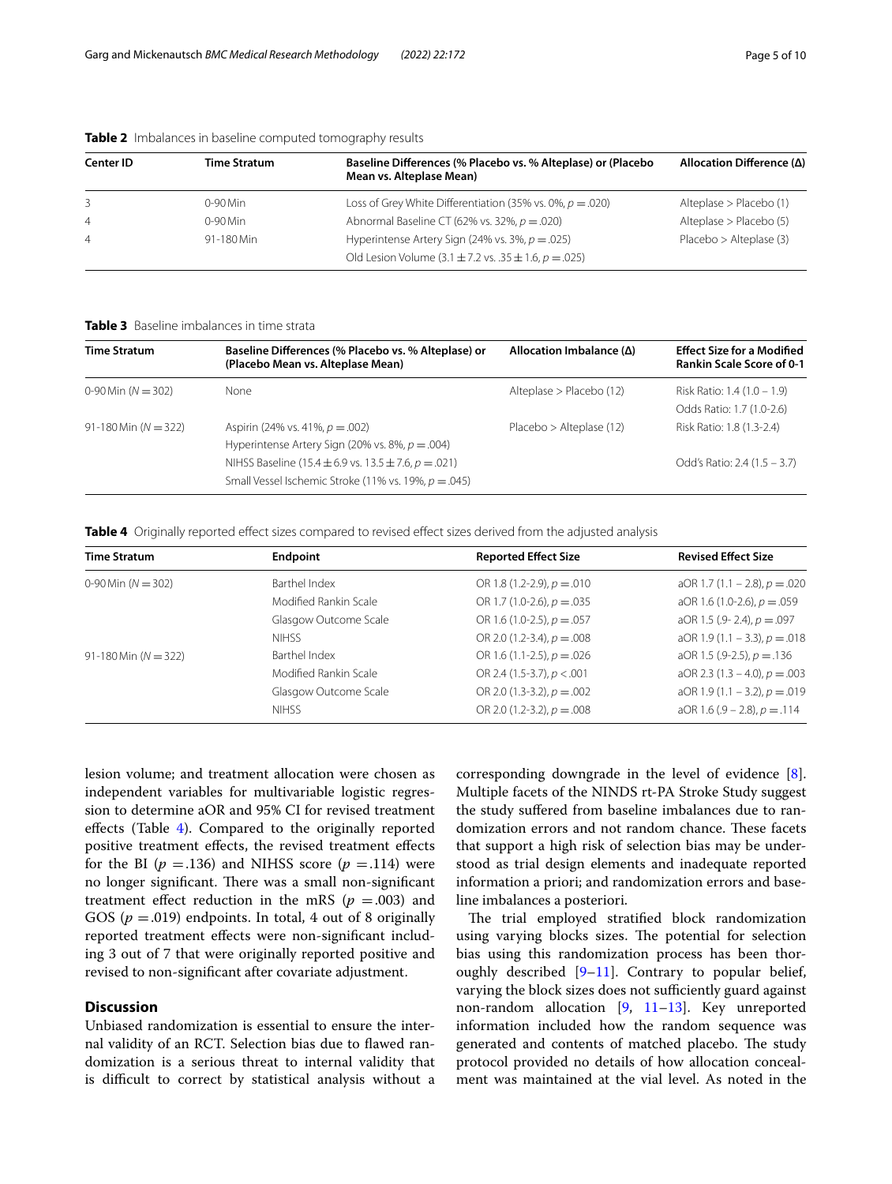**Table 2** Imbalances in baseline computed tomography results

| Center ID | Time Stratum | Baseline Differences (% Placebo vs. % Alteplase) or (Placebo Mean vs. Alteplase Mean) | Allocation Difference (Δ) |
|---|---|---|---|
| 3 | 0-90 Min | Loss of Grey White Differentiation (35% vs. 0%, $p = .020$) | Alteplase > Placebo (1) |
| 4 | 0-90 Min | Abnormal Baseline CT (62% vs. 32%, $p = .020$) | Alteplase > Placebo (5) |
| 4 | 91-180 Min | Hyperintense Artery Sign (24% vs. 3%, $p = .025$) | Placebo > Alteplase (3) |
| | | Old Lesion Volume ($3.1 \pm 7.2$ vs. $.35 \pm 1.6$, $p = .025$) | |

**Table 3** Baseline imbalances in time strata

| Time Stratum | Baseline Differences (% Placebo vs. % Alteplase) or (Placebo Mean vs. Alteplase Mean) | Allocation Imbalance (Δ) | Effect Size for a Modified Rankin Scale Score of 0-1 |
|---|---|---|---|
| 0-90 Min ($N = 302$) | None | Alteplase > Placebo (12) | Risk Ratio: 1.4 (1.0 – 1.9) |
| | | | Odds Ratio: 1.7 (1.0-2.6) |
| 91-180 Min ($N = 322$) | Aspirin (24% vs. 41%, $p = .002$) | Placebo > Alteplase (12) | Risk Ratio: 1.8 (1.3-2.4) |
| | Hyperintense Artery Sign (20% vs. 8%, $p = .004$) | | |
| | NIHSS Baseline ($15.4 \pm 6.9$ vs. $13.5 \pm 7.6$, $p = .021$) | | Odd's Ratio: 2.4 (1.5 – 3.7) |
| | Small Vessel Ischemic Stroke (11% vs. 19%, $p = .045$) | | |

**Table 4** Originally reported effect sizes compared to revised effect sizes derived from the adjusted analysis

| Time Stratum | Endpoint | Reported Effect Size | Revised Effect Size |
|---|---|---|---|
| 0-90 Min ($N = 302$) | Barthel Index | OR 1.8 (1.2-2.9), $p = .010$ | aOR 1.7 (1.1 – 2.8), $p = .020$ |
| | Modified Rankin Scale | OR 1.7 (1.0-2.6), $p = .035$ | aOR 1.6 (1.0-2.6), $p = .059$ |
| | Glasgow Outcome Scale | OR 1.6 (1.0-2.5), $p = .057$ | aOR 1.5 (.9- 2.4), $p = .097$ |
| | NIHSS | OR 2.0 (1.2-3.4), $p = .008$ | aOR 1.9 (1.1 – 3.3), $p = .018$ |
| 91-180 Min ($N = 322$) | Barthel Index | OR 1.6 (1.1-2.5), $p = .026$ | aOR 1.5 (.9-2.5), $p = .136$ |
| | Modified Rankin Scale | OR 2.4 (1.5-3.7), $p < .001$ | aOR 2.3 (1.3 – 4.0), $p = .003$ |
| | Glasgow Outcome Scale | OR 2.0 (1.3-3.2), $p = .002$ | aOR 1.9 (1.1 – 3.2), $p = .019$ |
| | NIHSS | OR 2.0 (1.2-3.2), $p = .008$ | aOR 1.6 (.9 – 2.8), $p = .114$ |

lesion volume; and treatment allocation were chosen as independent variables for multivariable logistic regression to determine aOR and 95% CI for revised treatment effects (Table 4). Compared to the originally reported positive treatment effects, the revised treatment effects for the BI ($p = .136$) and NIHSS score ($p = .114$) were no longer significant. There was a small non-significant treatment effect reduction in the mRS ($p = .003$) and GOS ($p = .019$) endpoints. In total, 4 out of 8 originally reported treatment effects were non-significant including 3 out of 7 that were originally reported positive and revised to non-significant after covariate adjustment.

## Discussion

Unbiased randomization is essential to ensure the internal validity of an RCT. Selection bias due to flawed randomization is a serious threat to internal validity that is difficult to correct by statistical analysis without a corresponding downgrade in the level of evidence [8]. Multiple facets of the NINDS rt-PA Stroke Study suggest the study suffered from baseline imbalances due to randomization errors and not random chance. These facets that support a high risk of selection bias may be understood as trial design elements and inadequate reported information a priori; and randomization errors and baseline imbalances a posteriori.

The trial employed stratified block randomization using varying blocks sizes. The potential for selection bias using this randomization process has been thoroughly described [9–11]. Contrary to popular belief, varying the block sizes does not sufficiently guard against non-random allocation [9, 11–13]. Key unreported information included how the random sequence was generated and contents of matched placebo. The study protocol provided no details of how allocation concealment was maintained at the vial level. As noted in the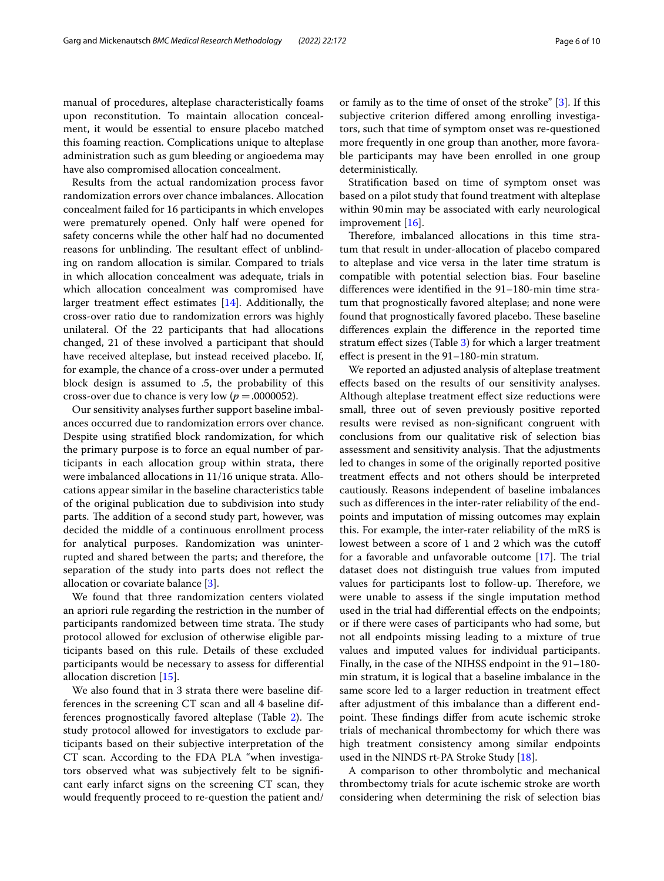manual of procedures, alteplase characteristically foams upon reconstitution. To maintain allocation concealment, it would be essential to ensure placebo matched this foaming reaction. Complications unique to alteplase administration such as gum bleeding or angioedema may have also compromised allocation concealment.

Results from the actual randomization process favor randomization errors over chance imbalances. Allocation concealment failed for 16 participants in which envelopes were prematurely opened. Only half were opened for safety concerns while the other half had no documented reasons for unblinding. The resultant effect of unblinding on random allocation is similar. Compared to trials in which allocation concealment was adequate, trials in which allocation concealment was compromised have larger treatment effect estimates [14]. Additionally, the cross-over ratio due to randomization errors was highly unilateral. Of the 22 participants that had allocations changed, 21 of these involved a participant that should have received alteplase, but instead received placebo. If, for example, the chance of a cross-over under a permuted block design is assumed to .5, the probability of this cross-over due to chance is very low ($p = .0000052$).

Our sensitivity analyses further support baseline imbalances occurred due to randomization errors over chance. Despite using stratified block randomization, for which the primary purpose is to force an equal number of participants in each allocation group within strata, there were imbalanced allocations in 11/16 unique strata. Allocations appear similar in the baseline characteristics table of the original publication due to subdivision into study parts. The addition of a second study part, however, was decided the middle of a continuous enrollment process for analytical purposes. Randomization was uninterrupted and shared between the parts; and therefore, the separation of the study into parts does not reflect the allocation or covariate balance [3].

We found that three randomization centers violated an apriori rule regarding the restriction in the number of participants randomized between time strata. The study protocol allowed for exclusion of otherwise eligible participants based on this rule. Details of these excluded participants would be necessary to assess for differential allocation discretion [15].

We also found that in 3 strata there were baseline differences in the screening CT scan and all 4 baseline differences prognostically favored alteplase (Table 2). The study protocol allowed for investigators to exclude participants based on their subjective interpretation of the CT scan. According to the FDA PLA "when investigators observed what was subjectively felt to be significant early infarct signs on the screening CT scan, they would frequently proceed to re-question the patient and/or family as to the time of onset of the stroke" [3]. If this subjective criterion differed among enrolling investigators, such that time of symptom onset was re-questioned more frequently in one group than another, more favorable participants may have been enrolled in one group deterministically.

Stratification based on time of symptom onset was based on a pilot study that found treatment with alteplase within 90 min may be associated with early neurological improvement [16].

Therefore, imbalanced allocations in this time stratum that result in under-allocation of placebo compared to alteplase and vice versa in the later time stratum is compatible with potential selection bias. Four baseline differences were identified in the 91–180-min time stratum that prognostically favored alteplase; and none were found that prognostically favored placebo. These baseline differences explain the difference in the reported time stratum effect sizes (Table 3) for which a larger treatment effect is present in the 91–180-min stratum.

We reported an adjusted analysis of alteplase treatment effects based on the results of our sensitivity analyses. Although alteplase treatment effect size reductions were small, three out of seven previously positive reported results were revised as non-significant congruent with conclusions from our qualitative risk of selection bias assessment and sensitivity analysis. That the adjustments led to changes in some of the originally reported positive treatment effects and not others should be interpreted cautiously. Reasons independent of baseline imbalances such as differences in the inter-rater reliability of the endpoints and imputation of missing outcomes may explain this. For example, the inter-rater reliability of the mRS is lowest between a score of 1 and 2 which was the cutoff for a favorable and unfavorable outcome [17]. The trial dataset does not distinguish true values from imputed values for participants lost to follow-up. Therefore, we were unable to assess if the single imputation method used in the trial had differential effects on the endpoints; or if there were cases of participants who had some, but not all endpoints missing leading to a mixture of true values and imputed values for individual participants. Finally, in the case of the NIHSS endpoint in the 91–180-min stratum, it is logical that a baseline imbalance in the same score led to a larger reduction in treatment effect after adjustment of this imbalance than a different endpoint. These findings differ from acute ischemic stroke trials of mechanical thrombectomy for which there was high treatment consistency among similar endpoints used in the NINDS rt-PA Stroke Study [18].

A comparison to other thrombolytic and mechanical thrombectomy trials for acute ischemic stroke are worth considering when determining the risk of selection bias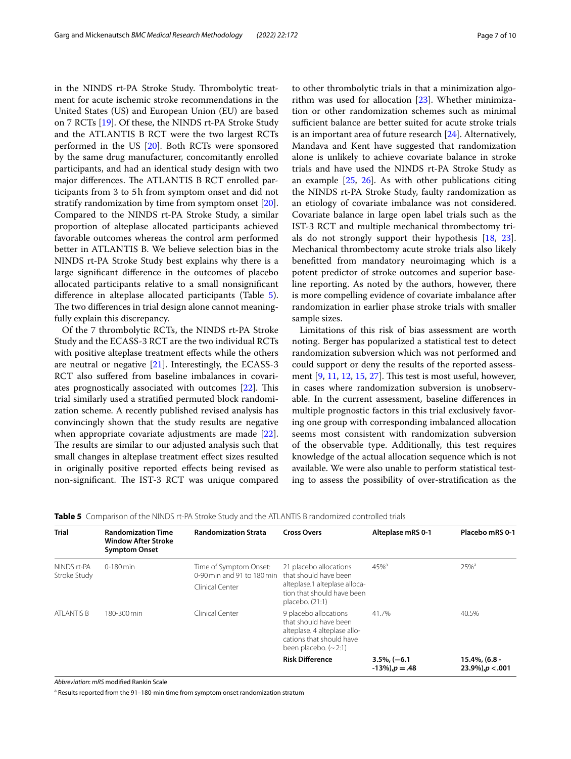in the NINDS rt-PA Stroke Study. Thrombolytic treatment for acute ischemic stroke recommendations in the United States (US) and European Union (EU) are based on 7 RCTs [19]. Of these, the NINDS rt-PA Stroke Study and the ATLANTIS B RCT were the two largest RCTs performed in the US [20]. Both RCTs were sponsored by the same drug manufacturer, concomitantly enrolled participants, and had an identical study design with two major differences. The ATLANTIS B RCT enrolled participants from 3 to 5 h from symptom onset and did not stratify randomization by time from symptom onset [20]. Compared to the NINDS rt-PA Stroke Study, a similar proportion of alteplase allocated participants achieved favorable outcomes whereas the control arm performed better in ATLANTIS B. We believe selection bias in the NINDS rt-PA Stroke Study best explains why there is a large significant difference in the outcomes of placebo allocated participants relative to a small nonsignificant difference in alteplase allocated participants (Table 5). The two differences in trial design alone cannot meaningfully explain this discrepancy.

Of the 7 thrombolytic RCTs, the NINDS rt-PA Stroke Study and the ECASS-3 RCT are the two individual RCTs with positive alteplase treatment effects while the others are neutral or negative [21]. Interestingly, the ECASS-3 RCT also suffered from baseline imbalances in covariates prognostically associated with outcomes [22]. This trial similarly used a stratified permuted block randomization scheme. A recently published revised analysis has convincingly shown that the study results are negative when appropriate covariate adjustments are made [22]. The results are similar to our adjusted analysis such that small changes in alteplase treatment effect sizes resulted in originally positive reported effects being revised as non-significant. The IST-3 RCT was unique compared to other thrombolytic trials in that a minimization algorithm was used for allocation [23]. Whether minimization or other randomization schemes such as minimal sufficient balance are better suited for acute stroke trials is an important area of future research [24]. Alternatively, Mandava and Kent have suggested that randomization alone is unlikely to achieve covariate balance in stroke trials and have used the NINDS rt-PA Stroke Study as an example [25, 26]. As with other publications citing the NINDS rt-PA Stroke Study, faulty randomization as an etiology of covariate imbalance was not considered. Covariate balance in large open label trials such as the IST-3 RCT and multiple mechanical thrombectomy trials do not strongly support their hypothesis [18, 23]. Mechanical thrombectomy acute stroke trials also likely benefitted from mandatory neuroimaging which is a potent predictor of stroke outcomes and superior baseline reporting. As noted by the authors, however, there is more compelling evidence of covariate imbalance after randomization in earlier phase stroke trials with smaller sample sizes.

Limitations of this risk of bias assessment are worth noting. Berger has popularized a statistical test to detect randomization subversion which was not performed and could support or deny the results of the reported assessment [9, 11, 12, 15, 27]. This test is most useful, however, in cases where randomization subversion is unobservable. In the current assessment, baseline differences in multiple prognostic factors in this trial exclusively favoring one group with corresponding imbalanced allocation seems most consistent with randomization subversion of the observable type. Additionally, this test requires knowledge of the actual allocation sequence which is not available. We were also unable to perform statistical testing to assess the possibility of over-stratification as the

**Table 5** Comparison of the NINDS rt-PA Stroke Study and the ATLANTIS B randomized controlled trials

| Trial | Randomization Time Window After Stroke Symptom Onset | Randomization Strata | Cross Overs | Alteplase mRS 0-1 | Placebo mRS 0-1 |
|---|---|---|---|---|---|
| NINDS rt-PA Stroke Study | 0-180 min | Time of Symptom Onset: 0-90 min and 91 to 180 min<br>Clinical Center | 21 placebo allocations that should have been alteplase.1 alteplase allocation that should have been placebo. (21:1) | 45%[a] | 25%[a] |
| ATLANTIS B | 180-300 min | Clinical Center | 9 placebo allocations that should have been alteplase. 4 alteplase allocations that should have been placebo. (~2:1) | 41.7% | 40.5% |
| | | | **Risk Difference** | **3.5%, (−6.1 -13%), $p = .48$** | **15.4%, (6.8 - 23.9%), $p < .001$** |

*Abbreviation*: *mRS* modified Rankin Scale

[a] Results reported from the 91–180-min time from symptom onset randomization stratum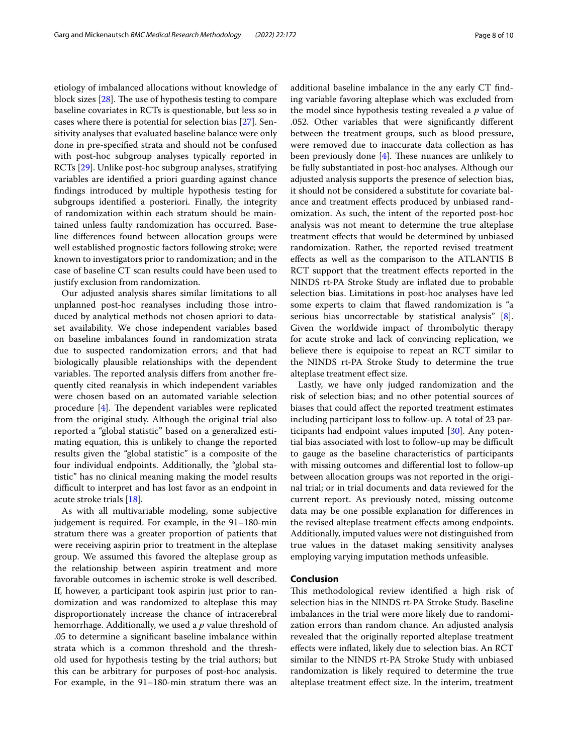etiology of imbalanced allocations without knowledge of block sizes [28]. The use of hypothesis testing to compare baseline covariates in RCTs is questionable, but less so in cases where there is potential for selection bias [27]. Sensitivity analyses that evaluated baseline balance were only done in pre-specified strata and should not be confused with post-hoc subgroup analyses typically reported in RCTs [29]. Unlike post-hoc subgroup analyses, stratifying variables are identified a priori guarding against chance findings introduced by multiple hypothesis testing for subgroups identified a posteriori. Finally, the integrity of randomization within each stratum should be maintained unless faulty randomization has occurred. Baseline differences found between allocation groups were well established prognostic factors following stroke; were known to investigators prior to randomization; and in the case of baseline CT scan results could have been used to justify exclusion from randomization.

Our adjusted analysis shares similar limitations to all unplanned post-hoc reanalyses including those introduced by analytical methods not chosen apriori to dataset availability. We chose independent variables based on baseline imbalances found in randomization strata due to suspected randomization errors; and that had biologically plausible relationships with the dependent variables. The reported analysis differs from another frequently cited reanalysis in which independent variables were chosen based on an automated variable selection procedure [4]. The dependent variables were replicated from the original study. Although the original trial also reported a "global statistic" based on a generalized estimating equation, this is unlikely to change the reported results given the "global statistic" is a composite of the four individual endpoints. Additionally, the "global statistic" has no clinical meaning making the model results difficult to interpret and has lost favor as an endpoint in acute stroke trials [18].

As with all multivariable modeling, some subjective judgement is required. For example, in the 91–180-min stratum there was a greater proportion of patients that were receiving aspirin prior to treatment in the alteplase group. We assumed this favored the alteplase group as the relationship between aspirin treatment and more favorable outcomes in ischemic stroke is well described. If, however, a participant took aspirin just prior to randomization and was randomized to alteplase this may disproportionately increase the chance of intracerebral hemorrhage. Additionally, we used a $p$ value threshold of .05 to determine a significant baseline imbalance within strata which is a common threshold and the threshold used for hypothesis testing by the trial authors; but this can be arbitrary for purposes of post-hoc analysis. For example, in the 91–180-min stratum there was an additional baseline imbalance in the any early CT finding variable favoring alteplase which was excluded from the model since hypothesis testing revealed a $p$ value of .052. Other variables that were significantly different between the treatment groups, such as blood pressure, were removed due to inaccurate data collection as has been previously done [4]. These nuances are unlikely to be fully substantiated in post-hoc analyses. Although our adjusted analysis supports the presence of selection bias, it should not be considered a substitute for covariate balance and treatment effects produced by unbiased randomization. As such, the intent of the reported post-hoc analysis was not meant to determine the true alteplase treatment effects that would be determined by unbiased randomization. Rather, the reported revised treatment effects as well as the comparison to the ATLANTIS B RCT support that the treatment effects reported in the NINDS rt-PA Stroke Study are inflated due to probable selection bias. Limitations in post-hoc analyses have led some experts to claim that flawed randomization is "a serious bias uncorrectable by statistical analysis" [8]. Given the worldwide impact of thrombolytic therapy for acute stroke and lack of convincing replication, we believe there is equipoise to repeat an RCT similar to the NINDS rt-PA Stroke Study to determine the true alteplase treatment effect size.

Lastly, we have only judged randomization and the risk of selection bias; and no other potential sources of biases that could affect the reported treatment estimates including participant loss to follow-up. A total of 23 participants had endpoint values imputed [30]. Any potential bias associated with lost to follow-up may be difficult to gauge as the baseline characteristics of participants with missing outcomes and differential lost to follow-up between allocation groups was not reported in the original trial; or in trial documents and data reviewed for the current report. As previously noted, missing outcome data may be one possible explanation for differences in the revised alteplase treatment effects among endpoints. Additionally, imputed values were not distinguished from true values in the dataset making sensitivity analyses employing varying imputation methods unfeasible.

## Conclusion

This methodological review identified a high risk of selection bias in the NINDS rt-PA Stroke Study. Baseline imbalances in the trial were more likely due to randomization errors than random chance. An adjusted analysis revealed that the originally reported alteplase treatment effects were inflated, likely due to selection bias. An RCT similar to the NINDS rt-PA Stroke Study with unbiased randomization is likely required to determine the true alteplase treatment effect size. In the interim, treatment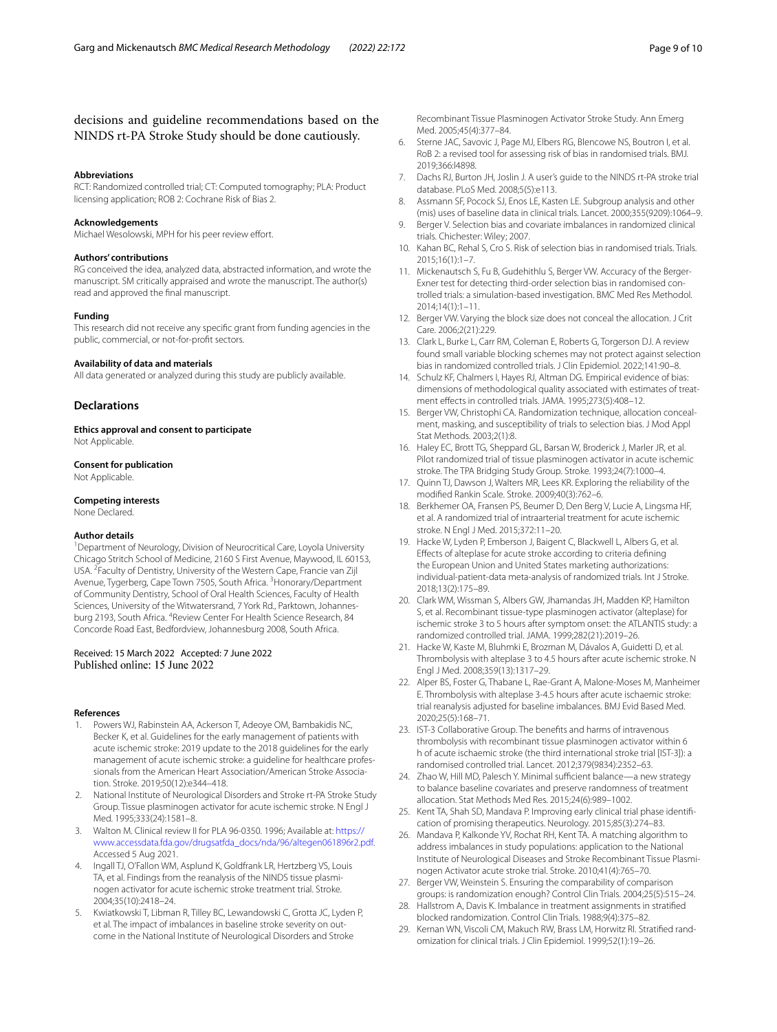decisions and guideline recommendations based on the NINDS rt-PA Stroke Study should be done cautiously.

#### Abbreviations
RCT: Randomized controlled trial; CT: Computed tomography; PLA: Product licensing application; ROB 2: Cochrane Risk of Bias 2.

#### Acknowledgements
Michael Wesolowski, MPH for his peer review effort.

#### Authors' contributions
RG conceived the idea, analyzed data, abstracted information, and wrote the manuscript. SM critically appraised and wrote the manuscript. The author(s) read and approved the final manuscript.

#### Funding
This research did not receive any specific grant from funding agencies in the public, commercial, or not-for-profit sectors.

#### Availability of data and materials
All data generated or analyzed during this study are publicly available.

## Declarations

#### Ethics approval and consent to participate
Not Applicable.

#### Consent for publication
Not Applicable.

#### Competing interests
None Declared.

#### Author details
[1]Department of Neurology, Division of Neurocritical Care, Loyola University Chicago Stritch School of Medicine, 2160 S First Avenue, Maywood, IL 60153, USA. [2]Faculty of Dentistry, University of the Western Cape, Francie van Zijl Avenue, Tygerberg, Cape Town 7505, South Africa. [3]Honorary/Department of Community Dentistry, School of Oral Health Sciences, Faculty of Health Sciences, University of the Witwatersrand, 7 York Rd., Parktown, Johannesburg 2193, South Africa. [4]Review Center For Health Science Research, 84 Concorde Road East, Bedfordview, Johannesburg 2008, South Africa.

Received: 15 March 2022 Accepted: 7 June 2022
Published online: 15 June 2022

#### References
1. Powers WJ, Rabinstein AA, Ackerson T, Adeoye OM, Bambakidis NC, Becker K, et al. Guidelines for the early management of patients with acute ischemic stroke: 2019 update to the 2018 guidelines for the early management of acute ischemic stroke: a guideline for healthcare professionals from the American Heart Association/American Stroke Association. Stroke. 2019;50(12):e344–418.
2. National Institute of Neurological Disorders and Stroke rt-PA Stroke Study Group. Tissue plasminogen activator for acute ischemic stroke. N Engl J Med. 1995;333(24):1581–8.
3. Walton M. Clinical review II for PLA 96-0350. 1996; Available at: https://www.accessdata.fda.gov/drugsatfda_docs/nda/96/altegen061896r2.pdf. Accessed 5 Aug 2021.
4. Ingall TJ, O'Fallon WM, Asplund K, Goldfrank LR, Hertzberg VS, Louis TA, et al. Findings from the reanalysis of the NINDS tissue plasminogen activator for acute ischemic stroke treatment trial. Stroke. 2004;35(10):2418–24.
5. Kwiatkowski T, Libman R, Tilley BC, Lewandowski C, Grotta JC, Lyden P, et al. The impact of imbalances in baseline stroke severity on outcome in the National Institute of Neurological Disorders and Stroke Recombinant Tissue Plasminogen Activator Stroke Study. Ann Emerg Med. 2005;45(4):377–84.
6. Sterne JAC, Savovic J, Page MJ, Elbers RG, Blencowe NS, Boutron I, et al. RoB 2: a revised tool for assessing risk of bias in randomised trials. BMJ. 2019;366:l4898.
7. Dachs RJ, Burton JH, Joslin J. A user's guide to the NINDS rt-PA stroke trial database. PLoS Med. 2008;5(5):e113.
8. Assmann SF, Pocock SJ, Enos LE, Kasten LE. Subgroup analysis and other (mis) uses of baseline data in clinical trials. Lancet. 2000;355(9209):1064–9.
9. Berger V. Selection bias and covariate imbalances in randomized clinical trials. Chichester: Wiley; 2007.
10. Kahan BC, Rehal S, Cro S. Risk of selection bias in randomised trials. Trials. 2015;16(1):1–7.
11. Mickenautsch S, Fu B, Gudehithlu S, Berger VW. Accuracy of the Berger-Exner test for detecting third-order selection bias in randomised controlled trials: a simulation-based investigation. BMC Med Res Methodol. 2014;14(1):1–11.
12. Berger VW. Varying the block size does not conceal the allocation. J Crit Care. 2006;2(21):229.
13. Clark L, Burke L, Carr RM, Coleman E, Roberts G, Torgerson DJ. A review found small variable blocking schemes may not protect against selection bias in randomized controlled trials. J Clin Epidemiol. 2022;141:90–8.
14. Schulz KF, Chalmers I, Hayes RJ, Altman DG. Empirical evidence of bias: dimensions of methodological quality associated with estimates of treatment effects in controlled trials. JAMA. 1995;273(5):408–12.
15. Berger VW, Christophi CA. Randomization technique, allocation concealment, masking, and susceptibility of trials to selection bias. J Mod Appl Stat Methods. 2003;2(1):8.
16. Haley EC, Brott TG, Sheppard GL, Barsan W, Broderick J, Marler JR, et al. Pilot randomized trial of tissue plasminogen activator in acute ischemic stroke. The TPA Bridging Study Group. Stroke. 1993;24(7):1000–4.
17. Quinn TJ, Dawson J, Walters MR, Lees KR. Exploring the reliability of the modified Rankin Scale. Stroke. 2009;40(3):762–6.
18. Berkhemer OA, Fransen PS, Beumer D, Den Berg V, Lucie A, Lingsma HF, et al. A randomized trial of intraarterial treatment for acute ischemic stroke. N Engl J Med. 2015;372:11–20.
19. Hacke W, Lyden P, Emberson J, Baigent C, Blackwell L, Albers G, et al. Effects of alteplase for acute stroke according to criteria defining the European Union and United States marketing authorizations: individual-patient-data meta-analysis of randomized trials. Int J Stroke. 2018;13(2):175–89.
20. Clark WM, Wissman S, Albers GW, Jhamandas JH, Madden KP, Hamilton S, et al. Recombinant tissue-type plasminogen activator (alteplase) for ischemic stroke 3 to 5 hours after symptom onset: the ATLANTIS study: a randomized controlled trial. JAMA. 1999;282(21):2019–26.
21. Hacke W, Kaste M, Bluhmki E, Brozman M, Dávalos A, Guidetti D, et al. Thrombolysis with alteplase 3 to 4.5 hours after acute ischemic stroke. N Engl J Med. 2008;359(13):1317–29.
22. Alper BS, Foster G, Thabane L, Rae-Grant A, Malone-Moses M, Manheimer E. Thrombolysis with alteplase 3-4.5 hours after acute ischaemic stroke: trial reanalysis adjusted for baseline imbalances. BMJ Evid Based Med. 2020;25(5):168–71.
23. IST-3 Collaborative Group. The benefits and harms of intravenous thrombolysis with recombinant tissue plasminogen activator within 6 h of acute ischaemic stroke (the third international stroke trial [IST-3]): a randomised controlled trial. Lancet. 2012;379(9834):2352–63.
24. Zhao W, Hill MD, Palesch Y. Minimal sufficient balance—a new strategy to balance baseline covariates and preserve randomness of treatment allocation. Stat Methods Med Res. 2015;24(6):989–1002.
25. Kent TA, Shah SD, Mandava P. Improving early clinical trial phase identification of promising therapeutics. Neurology. 2015;85(3):274–83.
26. Mandava P, Kalkonde YV, Rochat RH, Kent TA. A matching algorithm to address imbalances in study populations: application to the National Institute of Neurological Diseases and Stroke Recombinant Tissue Plasminogen Activator acute stroke trial. Stroke. 2010;41(4):765–70.
27. Berger VW, Weinstein S. Ensuring the comparability of comparison groups: is randomization enough? Control Clin Trials. 2004;25(5):515–24.
28. Hallstrom A, Davis K. Imbalance in treatment assignments in stratified blocked randomization. Control Clin Trials. 1988;9(4):375–82.
29. Kernan WN, Viscoli CM, Makuch RW, Brass LM, Horwitz RI. Stratified randomization for clinical trials. J Clin Epidemiol. 1999;52(1):19–26.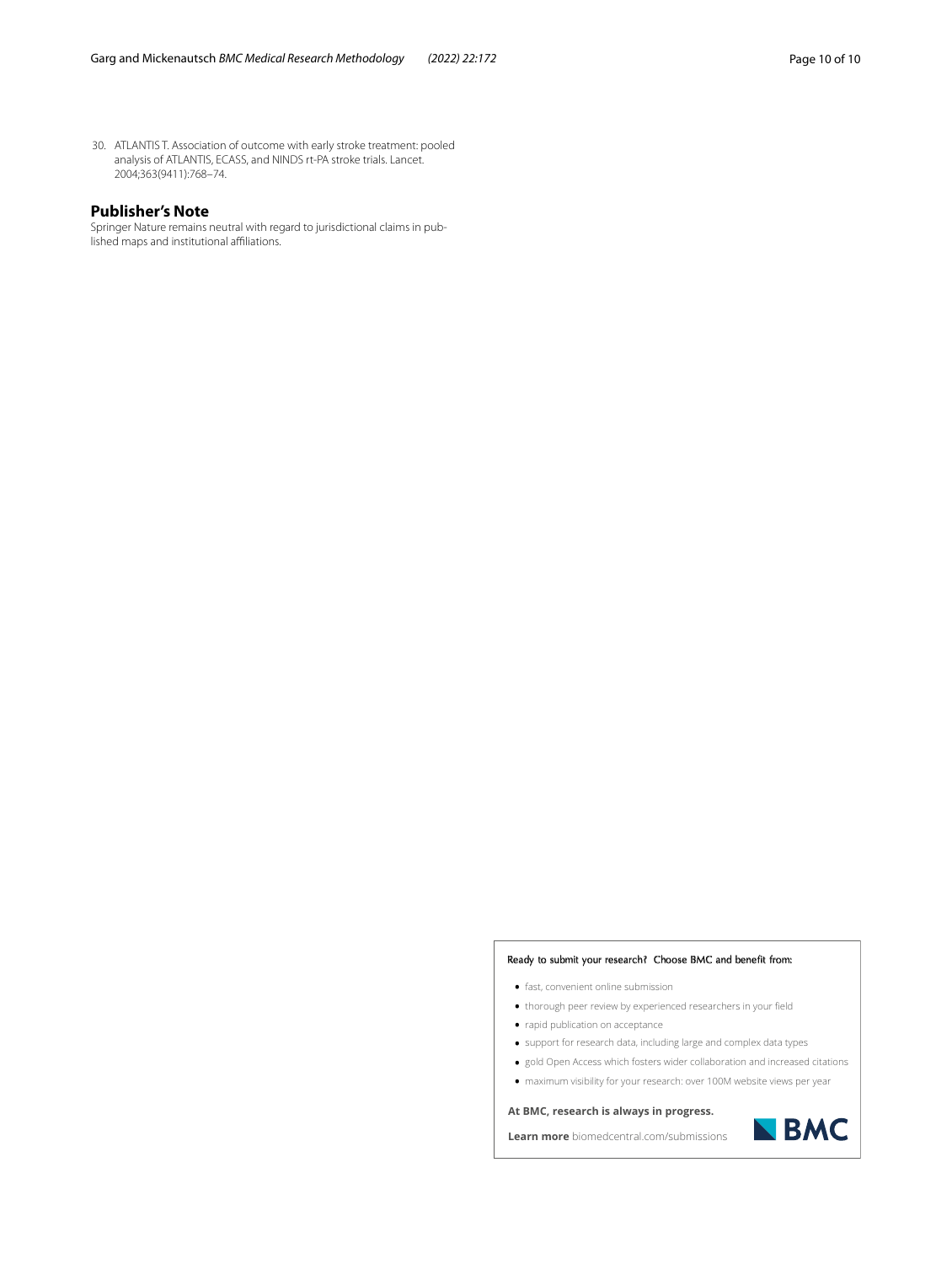30. ATLANTIS T. Association of outcome with early stroke treatment: pooled analysis of ATLANTIS, ECASS, and NINDS rt-PA stroke trials. Lancet. 2004;363(9411):768–74.

## Publisher's Note

Springer Nature remains neutral with regard to jurisdictional claims in published maps and institutional affiliations.

Ready to submit your research? Choose BMC and benefit from:

- fast, convenient online submission
- thorough peer review by experienced researchers in your field
- rapid publication on acceptance
- support for research data, including large and complex data types
- gold Open Access which fosters wider collaboration and increased citations
- maximum visibility for your research: over 100M website views per year

**At BMC, research is always in progress.**

**Learn more** biomedcentral.com/submissions

BMC